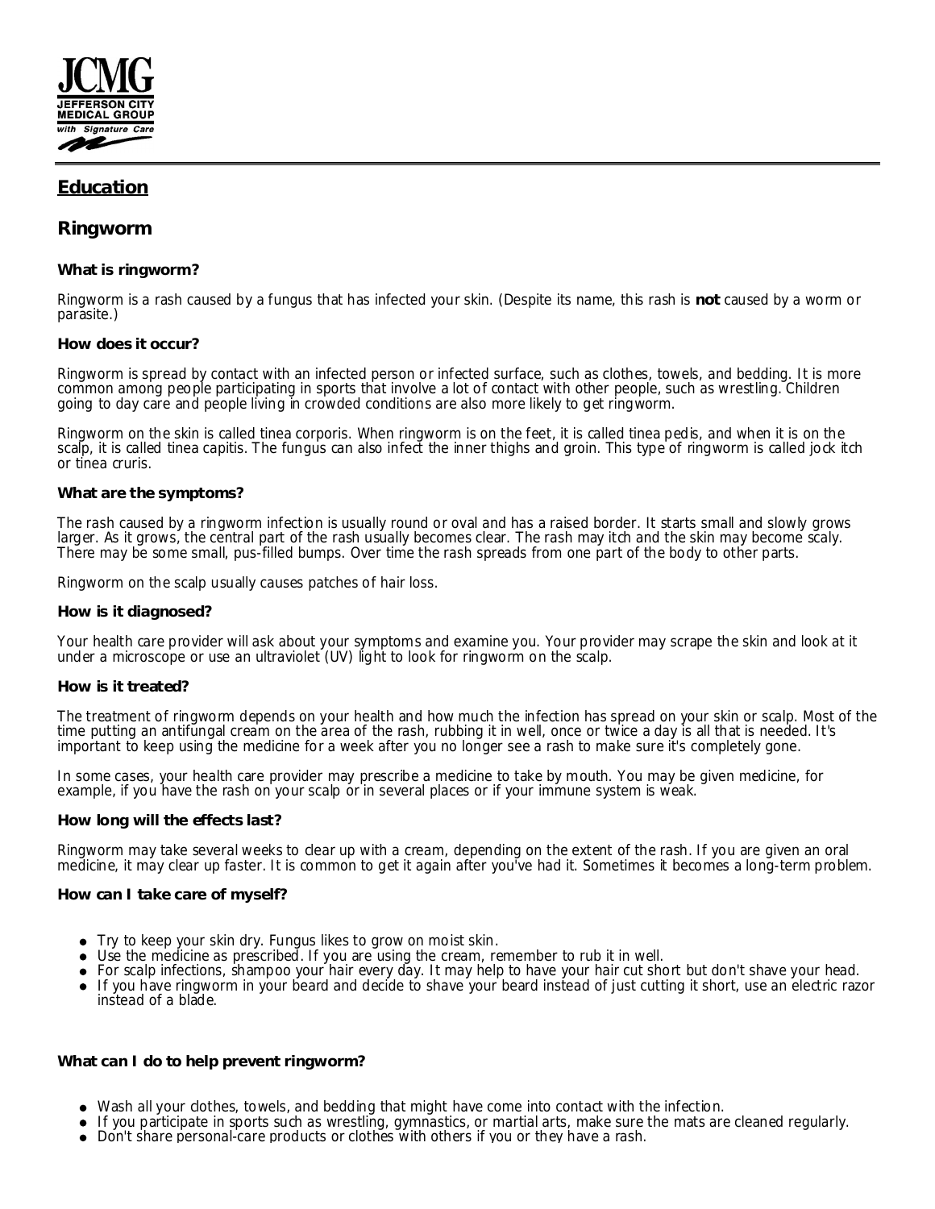JCMG
JEFFERSON CITY MEDICAL GROUP
with Signature Care

## Education

# Ringworm

### What is ringworm?

Ringworm is a rash caused by a fungus that has infected your skin. (Despite its name, this rash is **not** caused by a worm or parasite.)

### How does it occur?

Ringworm is spread by contact with an infected person or infected surface, such as clothes, towels, and bedding. It is more common among people participating in sports that involve a lot of contact with other people, such as wrestling. Children going to day care and people living in crowded conditions are also more likely to get ringworm.

Ringworm on the skin is called tinea corporis. When ringworm is on the feet, it is called tinea pedis, and when it is on the scalp, it is called tinea capitis. The fungus can also infect the inner thighs and groin. This type of ringworm is called jock itch or tinea cruris.

### What are the symptoms?

The rash caused by a ringworm infection is usually round or oval and has a raised border. It starts small and slowly grows larger. As it grows, the central part of the rash usually becomes clear. The rash may itch and the skin may become scaly. There may be some small, pus-filled bumps. Over time the rash spreads from one part of the body to other parts.

Ringworm on the scalp usually causes patches of hair loss.

### How is it diagnosed?

Your health care provider will ask about your symptoms and examine you. Your provider may scrape the skin and look at it under a microscope or use an ultraviolet (UV) light to look for ringworm on the scalp.

### How is it treated?

The treatment of ringworm depends on your health and how much the infection has spread on your skin or scalp. Most of the time putting an antifungal cream on the area of the rash, rubbing it in well, once or twice a day is all that is needed. It's important to keep using the medicine for a week after you no longer see a rash to make sure it's completely gone.

In some cases, your health care provider may prescribe a medicine to take by mouth. You may be given medicine, for example, if you have the rash on your scalp or in several places or if your immune system is weak.

### How long will the effects last?

Ringworm may take several weeks to clear up with a cream, depending on the extent of the rash. If you are given an oral medicine, it may clear up faster. It is common to get it again after you've had it. Sometimes it becomes a long-term problem.

### How can I take care of myself?

- Try to keep your skin dry. Fungus likes to grow on moist skin.
- Use the medicine as prescribed. If you are using the cream, remember to rub it in well.
- For scalp infections, shampoo your hair every day. It may help to have your hair cut short but don't shave your head.
- If you have ringworm in your beard and decide to shave your beard instead of just cutting it short, use an electric razor instead of a blade.

### What can I do to help prevent ringworm?

- Wash all your clothes, towels, and bedding that might have come into contact with the infection.
- If you participate in sports such as wrestling, gymnastics, or martial arts, make sure the mats are cleaned regularly.
- Don't share personal-care products or clothes with others if you or they have a rash.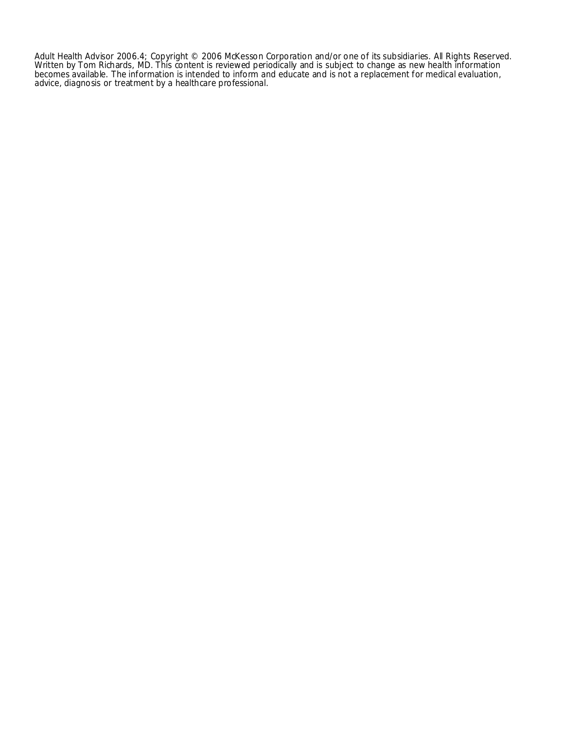Adult Health Advisor 2006.4; Copyright © 2006 McKesson Corporation and/or one of its subsidiaries. All Rights Reserved. Written by Tom Richards, MD. This content is reviewed periodically and is subject to change as new health information becomes available. The information is intended to inform and educate and is not a replacement for medical evaluation, advice, diagnosis or treatment by a healthcare professional.